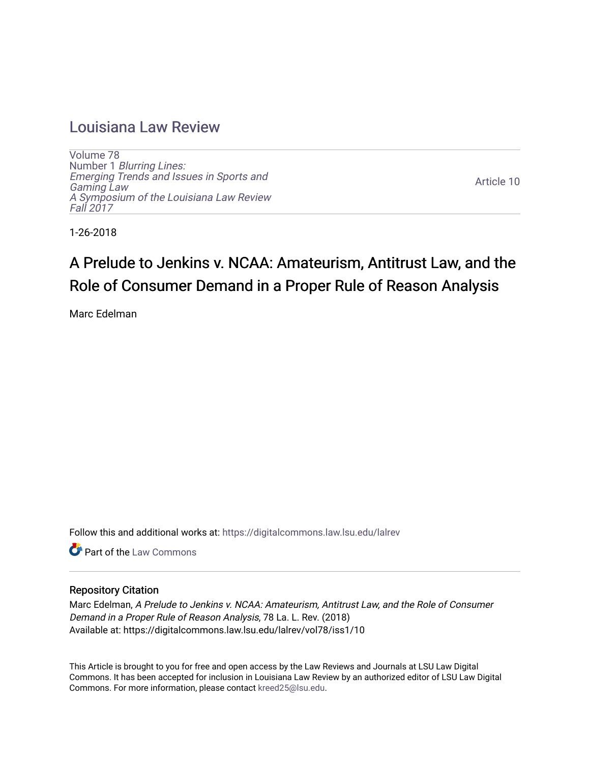# Louisiana Law Review

Volume 78
Number 1 *Blurring Lines: Emerging Trends and Issues in Sports and Gaming Law*
*A Symposium of the Louisiana Law Review*
*Fall 2017*

Article 10

1-26-2018

## A Prelude to Jenkins v. NCAA: Amateurism, Antitrust Law, and the Role of Consumer Demand in a Proper Rule of Reason Analysis

Marc Edelman

Follow this and additional works at: https://digitalcommons.law.lsu.edu/lalrev

Part of the Law Commons

### Repository Citation

Marc Edelman, *A Prelude to Jenkins v. NCAA: Amateurism, Antitrust Law, and the Role of Consumer Demand in a Proper Rule of Reason Analysis*, 78 La. L. Rev. (2018)
Available at: https://digitalcommons.law.lsu.edu/lalrev/vol78/iss1/10

This Article is brought to you for free and open access by the Law Reviews and Journals at LSU Law Digital Commons. It has been accepted for inclusion in Louisiana Law Review by an authorized editor of LSU Law Digital Commons. For more information, please contact kreed25@lsu.edu.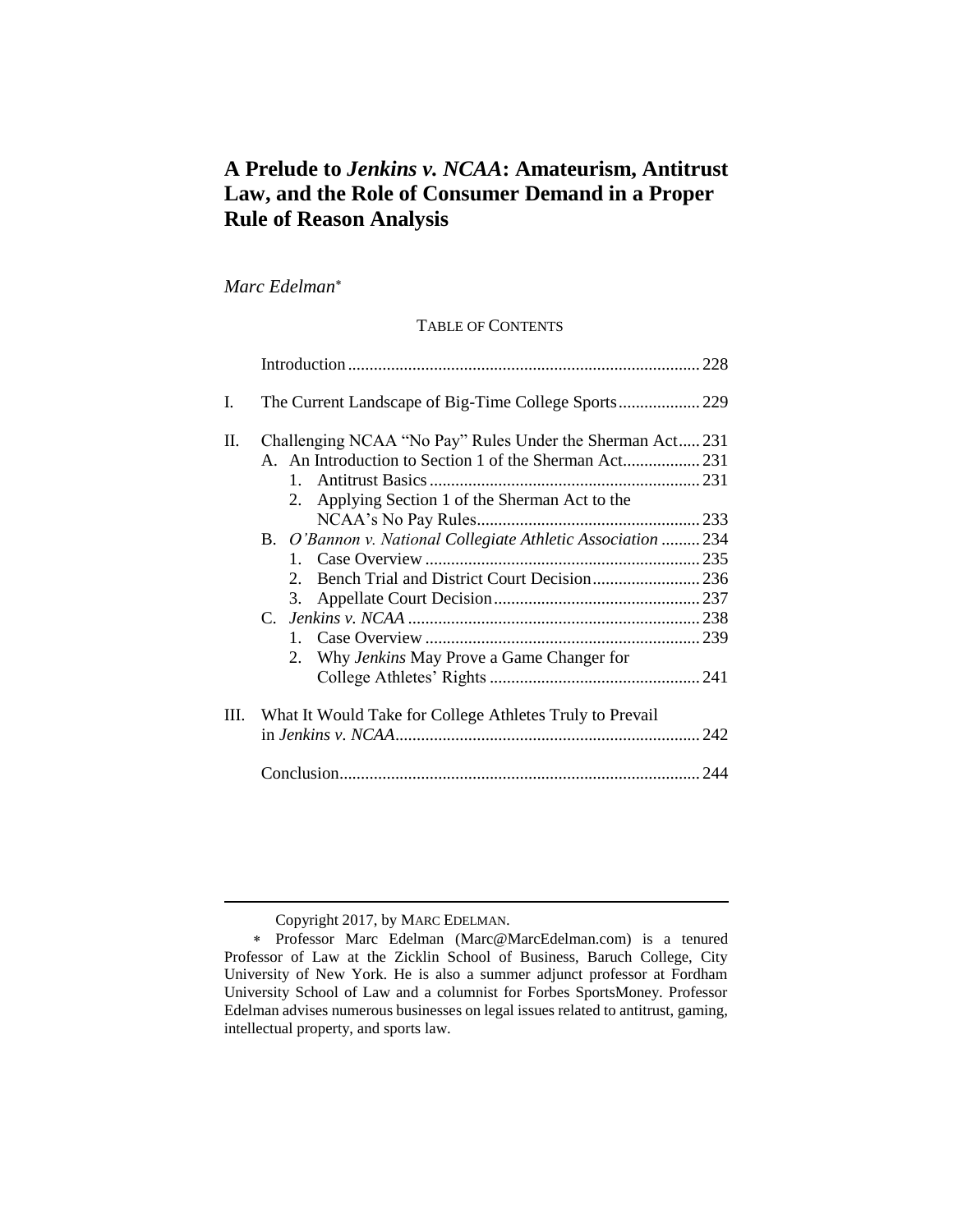# A Prelude to *Jenkins v. NCAA*: Amateurism, Antitrust Law, and the Role of Consumer Demand in a Proper Rule of Reason Analysis

*Marc Edelman*[*]

TABLE OF CONTENTS

Introduction .......... 228

I. The Current Landscape of Big-Time College Sports .......... 229

II. Challenging NCAA "No Pay" Rules Under the Sherman Act .......... 231
- A. An Introduction to Section 1 of the Sherman Act .......... 231
  1. Antitrust Basics .......... 231
  2. Applying Section 1 of the Sherman Act to the NCAA's No Pay Rules .......... 233
- B. *O'Bannon v. National Collegiate Athletic Association* .......... 234
  1. Case Overview .......... 235
  2. Bench Trial and District Court Decision .......... 236
  3. Appellate Court Decision .......... 237
- C. *Jenkins v. NCAA* .......... 238
  1. Case Overview .......... 239
  2. Why *Jenkins* May Prove a Game Changer for College Athletes' Rights .......... 241

III. What It Would Take for College Athletes Truly to Prevail in *Jenkins v. NCAA* .......... 242

Conclusion .......... 244

---

Copyright 2017, by MARC EDELMAN.

[*] Professor Marc Edelman (Marc@MarcEdelman.com) is a tenured Professor of Law at the Zicklin School of Business, Baruch College, City University of New York. He is also a summer adjunct professor at Fordham University School of Law and a columnist for Forbes SportsMoney. Professor Edelman advises numerous businesses on legal issues related to antitrust, gaming, intellectual property, and sports law.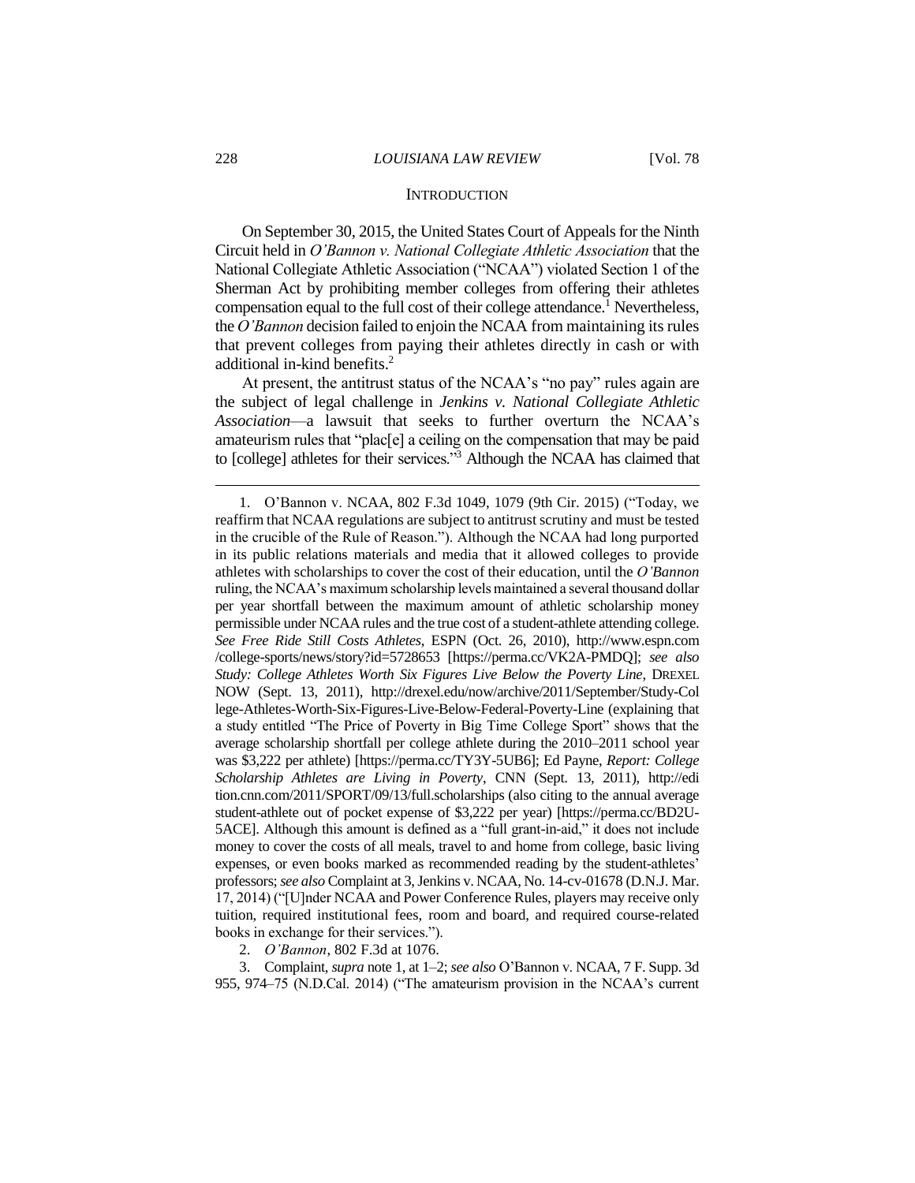## INTRODUCTION

On September 30, 2015, the United States Court of Appeals for the Ninth Circuit held in *O'Bannon v. National Collegiate Athletic Association* that the National Collegiate Athletic Association ("NCAA") violated Section 1 of the Sherman Act by prohibiting member colleges from offering their athletes compensation equal to the full cost of their college attendance.[1] Nevertheless, the *O'Bannon* decision failed to enjoin the NCAA from maintaining its rules that prevent colleges from paying their athletes directly in cash or with additional in-kind benefits.[2]

At present, the antitrust status of the NCAA's "no pay" rules again are the subject of legal challenge in *Jenkins v. National Collegiate Athletic Association*—a lawsuit that seeks to further overturn the NCAA's amateurism rules that "plac[e] a ceiling on the compensation that may be paid to [college] athletes for their services."[3] Although the NCAA has claimed that

---

1. O'Bannon v. NCAA, 802 F.3d 1049, 1079 (9th Cir. 2015) ("Today, we reaffirm that NCAA regulations are subject to antitrust scrutiny and must be tested in the crucible of the Rule of Reason."). Although the NCAA had long purported in its public relations materials and media that it allowed colleges to provide athletes with scholarships to cover the cost of their education, until the *O'Bannon* ruling, the NCAA's maximum scholarship levels maintained a several thousand dollar per year shortfall between the maximum amount of athletic scholarship money permissible under NCAA rules and the true cost of a student-athlete attending college. *See Free Ride Still Costs Athletes*, ESPN (Oct. 26, 2010), http://www.espn.com /college-sports/news/story?id=5728653 [https://perma.cc/VK2A-PMDQ]; *see also Study: College Athletes Worth Six Figures Live Below the Poverty Line*, DREXEL NOW (Sept. 13, 2011), http://drexel.edu/now/archive/2011/September/Study-College-Athletes-Worth-Six-Figures-Live-Below-Federal-Poverty-Line (explaining that a study entitled "The Price of Poverty in Big Time College Sport" shows that the average scholarship shortfall per college athlete during the 2010–2011 school year was $3,222 per athlete) [https://perma.cc/TY3Y-5UB6]; Ed Payne, *Report: College Scholarship Athletes are Living in Poverty*, CNN (Sept. 13, 2011), http://edition.cnn.com/2011/SPORT/09/13/full.scholarships (also citing to the annual average student-athlete out of pocket expense of $3,222 per year) [https://perma.cc/BD2U-5ACE]. Although this amount is defined as a "full grant-in-aid," it does not include money to cover the costs of all meals, travel to and home from college, basic living expenses, or even books marked as recommended reading by the student-athletes' professors; *see also* Complaint at 3, Jenkins v. NCAA, No. 14-cv-01678 (D.N.J. Mar. 17, 2014) ("[U]nder NCAA and Power Conference Rules, players may receive only tuition, required institutional fees, room and board, and required course-related books in exchange for their services.").

2. *O'Bannon*, 802 F.3d at 1076.

3. Complaint, *supra* note 1, at 1–2; *see also* O'Bannon v. NCAA, 7 F. Supp. 3d 955, 974–75 (N.D.Cal. 2014) ("The amateurism provision in the NCAA's current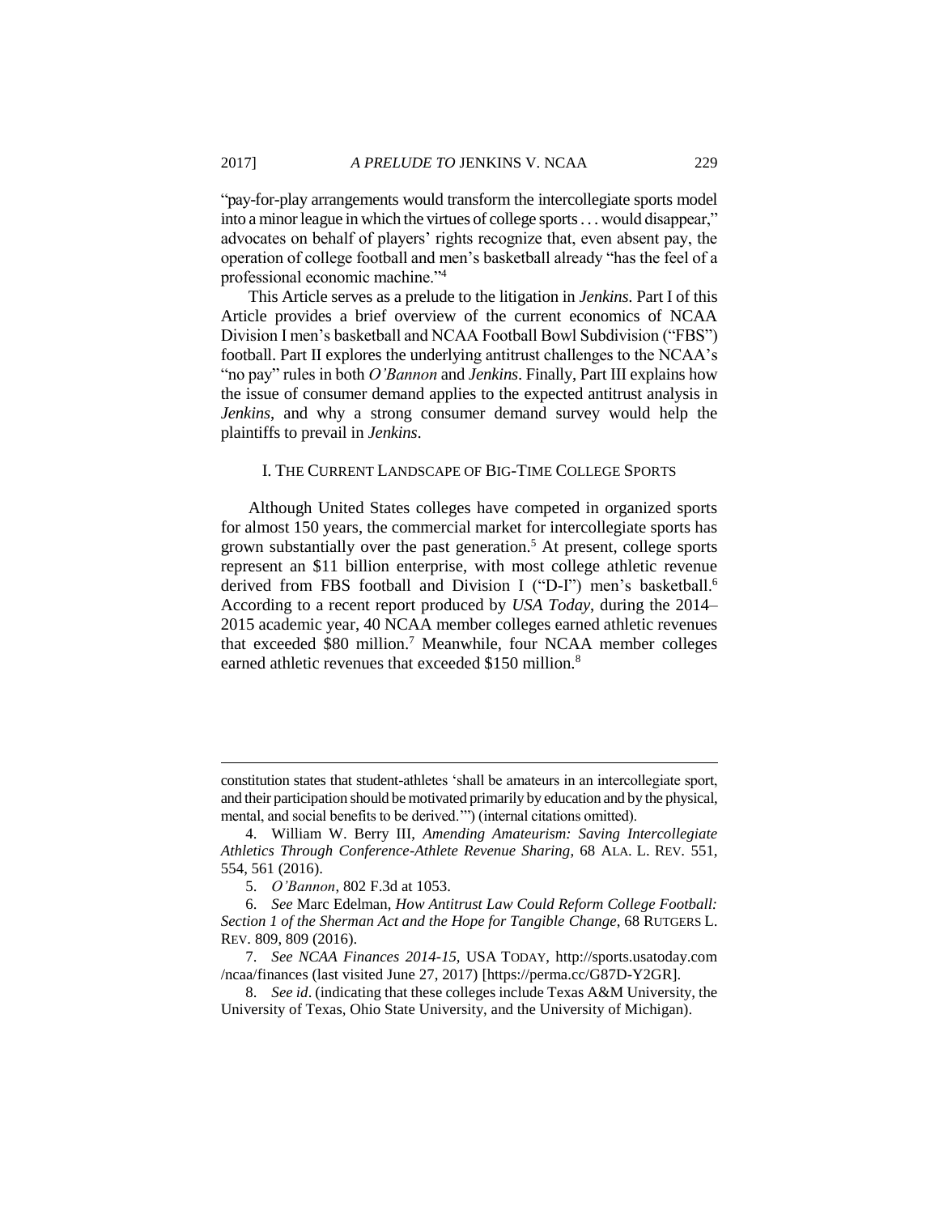"pay-for-play arrangements would transform the intercollegiate sports model into a minor league in which the virtues of college sports . . . would disappear," advocates on behalf of players' rights recognize that, even absent pay, the operation of college football and men's basketball already "has the feel of a professional economic machine."[4]

This Article serves as a prelude to the litigation in *Jenkins*. Part I of this Article provides a brief overview of the current economics of NCAA Division I men's basketball and NCAA Football Bowl Subdivision ("FBS") football. Part II explores the underlying antitrust challenges to the NCAA's "no pay" rules in both *O'Bannon* and *Jenkins*. Finally, Part III explains how the issue of consumer demand applies to the expected antitrust analysis in *Jenkins*, and why a strong consumer demand survey would help the plaintiffs to prevail in *Jenkins*.

## I. THE CURRENT LANDSCAPE OF BIG-TIME COLLEGE SPORTS

Although United States colleges have competed in organized sports for almost 150 years, the commercial market for intercollegiate sports has grown substantially over the past generation.[5] At present, college sports represent an $11 billion enterprise, with most college athletic revenue derived from FBS football and Division I ("D-I") men's basketball.[6] According to a recent report produced by *USA Today*, during the 2014–2015 academic year, 40 NCAA member colleges earned athletic revenues that exceeded $80 million.[7] Meanwhile, four NCAA member colleges earned athletic revenues that exceeded $150 million.[8]

---

constitution states that student-athletes 'shall be amateurs in an intercollegiate sport, and their participation should be motivated primarily by education and by the physical, mental, and social benefits to be derived.'") (internal citations omitted).

4. William W. Berry III, *Amending Amateurism: Saving Intercollegiate Athletics Through Conference-Athlete Revenue Sharing*, 68 ALA. L. REV. 551, 554, 561 (2016).

5. *O'Bannon*, 802 F.3d at 1053.

6. *See* Marc Edelman, *How Antitrust Law Could Reform College Football: Section 1 of the Sherman Act and the Hope for Tangible Change*, 68 RUTGERS L. REV. 809, 809 (2016).

7. *See NCAA Finances 2014-15*, USA TODAY, http://sports.usatoday.com/ncaa/finances (last visited June 27, 2017) [https://perma.cc/G87D-Y2GR].

8. *See id*. (indicating that these colleges include Texas A&M University, the University of Texas, Ohio State University, and the University of Michigan).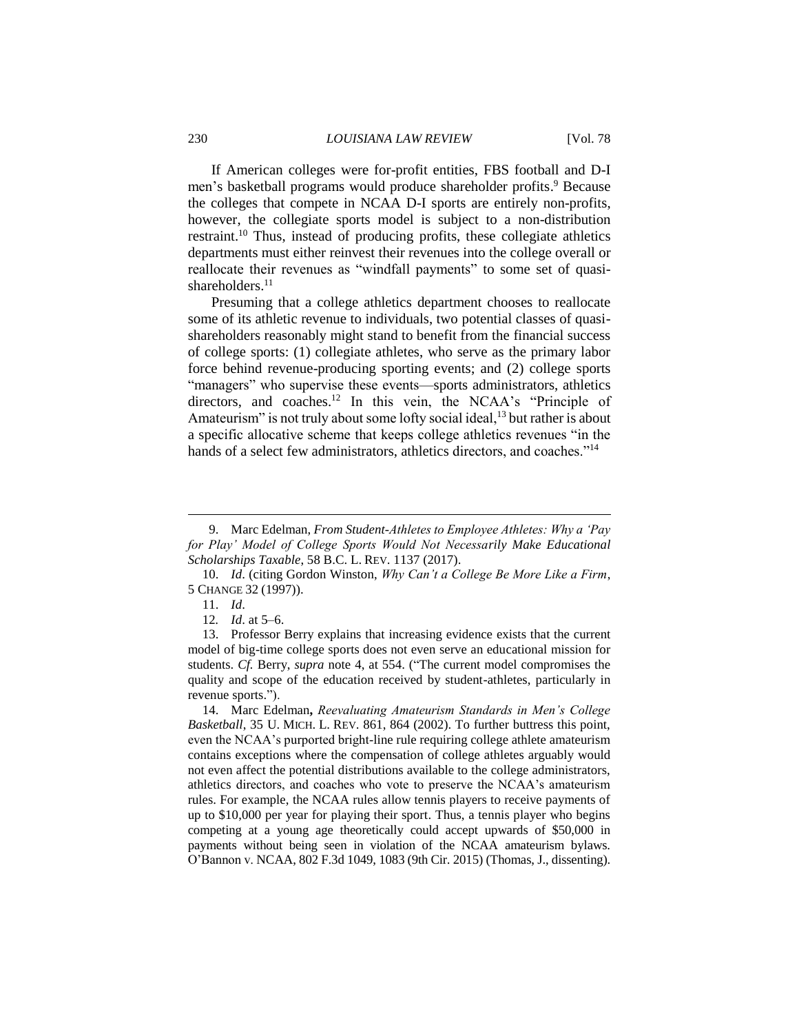If American colleges were for-profit entities, FBS football and D-I men's basketball programs would produce shareholder profits.[9] Because the colleges that compete in NCAA D-I sports are entirely non-profits, however, the collegiate sports model is subject to a non-distribution restraint.[10] Thus, instead of producing profits, these collegiate athletics departments must either reinvest their revenues into the college overall or reallocate their revenues as "windfall payments" to some set of quasi-shareholders.[11]

Presuming that a college athletics department chooses to reallocate some of its athletic revenue to individuals, two potential classes of quasi-shareholders reasonably might stand to benefit from the financial success of college sports: (1) collegiate athletes, who serve as the primary labor force behind revenue-producing sporting events; and (2) college sports "managers" who supervise these events—sports administrators, athletics directors, and coaches.[12] In this vein, the NCAA's "Principle of Amateurism" is not truly about some lofty social ideal,[13] but rather is about a specific allocative scheme that keeps college athletics revenues "in the hands of a select few administrators, athletics directors, and coaches."[14]

---

9. Marc Edelman, *From Student-Athletes to Employee Athletes: Why a 'Pay for Play' Model of College Sports Would Not Necessarily Make Educational Scholarships Taxable*, 58 B.C. L. REV. 1137 (2017).

10. *Id.* (citing Gordon Winston, *Why Can't a College Be More Like a Firm*, 5 CHANGE 32 (1997)).

11. *Id.*

12. *Id.* at 5–6.

13. Professor Berry explains that increasing evidence exists that the current model of big-time college sports does not even serve an educational mission for students. *Cf.* Berry, *supra* note 4, at 554. ("The current model compromises the quality and scope of the education received by student-athletes, particularly in revenue sports.").

14. Marc Edelman**,** *Reevaluating Amateurism Standards in Men's College Basketball*, 35 U. MICH. L. REV. 861, 864 (2002). To further buttress this point, even the NCAA's purported bright-line rule requiring college athlete amateurism contains exceptions where the compensation of college athletes arguably would not even affect the potential distributions available to the college administrators, athletics directors, and coaches who vote to preserve the NCAA's amateurism rules. For example, the NCAA rules allow tennis players to receive payments of up to $10,000 per year for playing their sport. Thus, a tennis player who begins competing at a young age theoretically could accept upwards of $50,000 in payments without being seen in violation of the NCAA amateurism bylaws. O'Bannon v. NCAA, 802 F.3d 1049, 1083 (9th Cir. 2015) (Thomas, J., dissenting).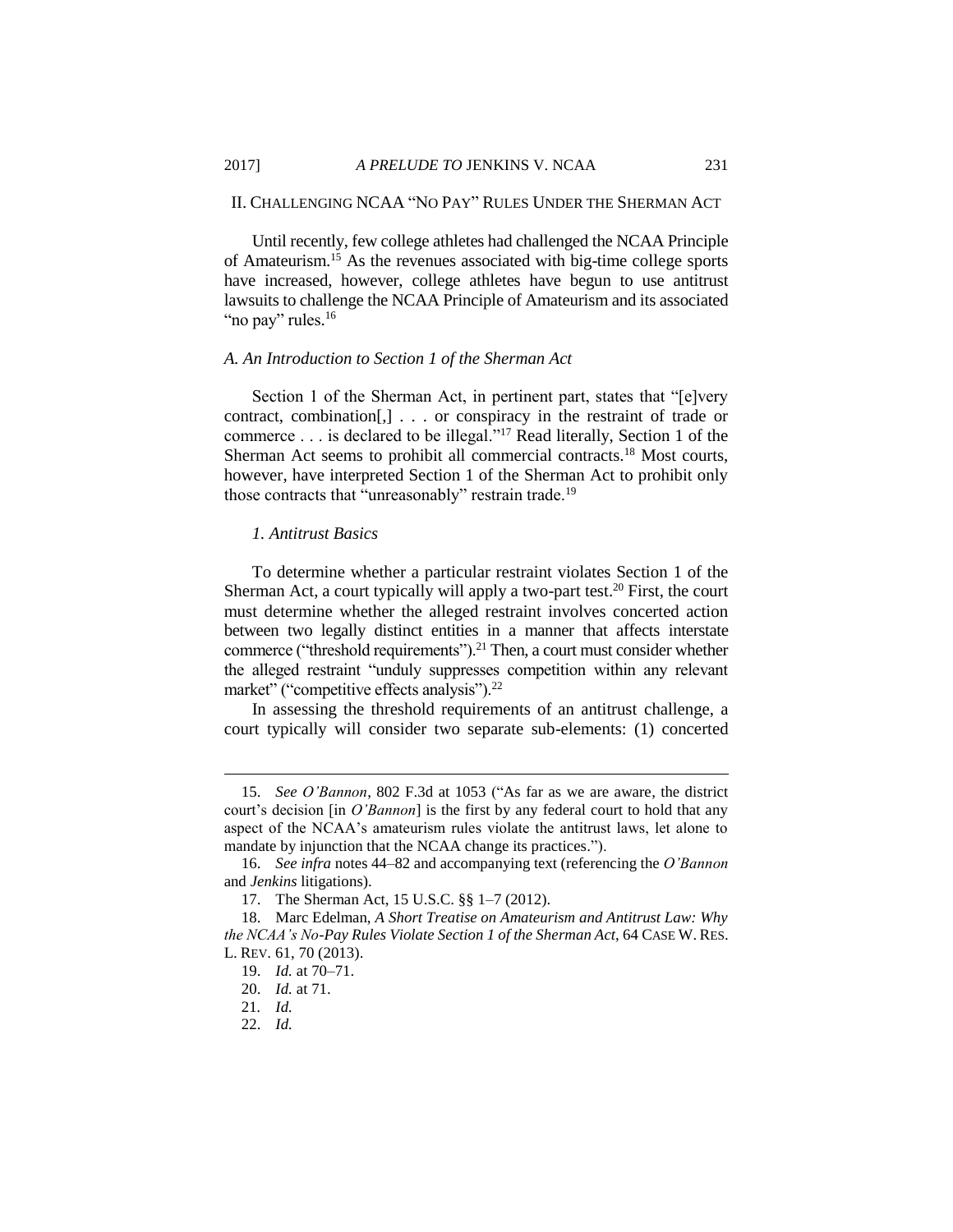## II. CHALLENGING NCAA "NO PAY" RULES UNDER THE SHERMAN ACT

Until recently, few college athletes had challenged the NCAA Principle of Amateurism.[15] As the revenues associated with big-time college sports have increased, however, college athletes have begun to use antitrust lawsuits to challenge the NCAA Principle of Amateurism and its associated "no pay" rules.[16]

### *A. An Introduction to Section 1 of the Sherman Act*

Section 1 of the Sherman Act, in pertinent part, states that "[e]very contract, combination[,] . . . or conspiracy in the restraint of trade or commerce . . . is declared to be illegal."[17] Read literally, Section 1 of the Sherman Act seems to prohibit all commercial contracts.[18] Most courts, however, have interpreted Section 1 of the Sherman Act to prohibit only those contracts that "unreasonably" restrain trade.[19]

#### *1. Antitrust Basics*

To determine whether a particular restraint violates Section 1 of the Sherman Act, a court typically will apply a two-part test.[20] First, the court must determine whether the alleged restraint involves concerted action between two legally distinct entities in a manner that affects interstate commerce ("threshold requirements").[21] Then, a court must consider whether the alleged restraint "unduly suppresses competition within any relevant market" ("competitive effects analysis").[22]

In assessing the threshold requirements of an antitrust challenge, a court typically will consider two separate sub-elements: (1) concerted

---

15. *See O'Bannon*, 802 F.3d at 1053 ("As far as we are aware, the district court's decision [in *O'Bannon*] is the first by any federal court to hold that any aspect of the NCAA's amateurism rules violate the antitrust laws, let alone to mandate by injunction that the NCAA change its practices.").

16. *See infra* notes 44–82 and accompanying text (referencing the *O'Bannon* and *Jenkins* litigations).

17. The Sherman Act, 15 U.S.C. §§ 1–7 (2012).

18. Marc Edelman, *A Short Treatise on Amateurism and Antitrust Law: Why the NCAA's No-Pay Rules Violate Section 1 of the Sherman Act*, 64 CASE W. RES. L. REV. 61, 70 (2013).

19. *Id.* at 70–71.

20. *Id.* at 71.

21. *Id.*

22. *Id.*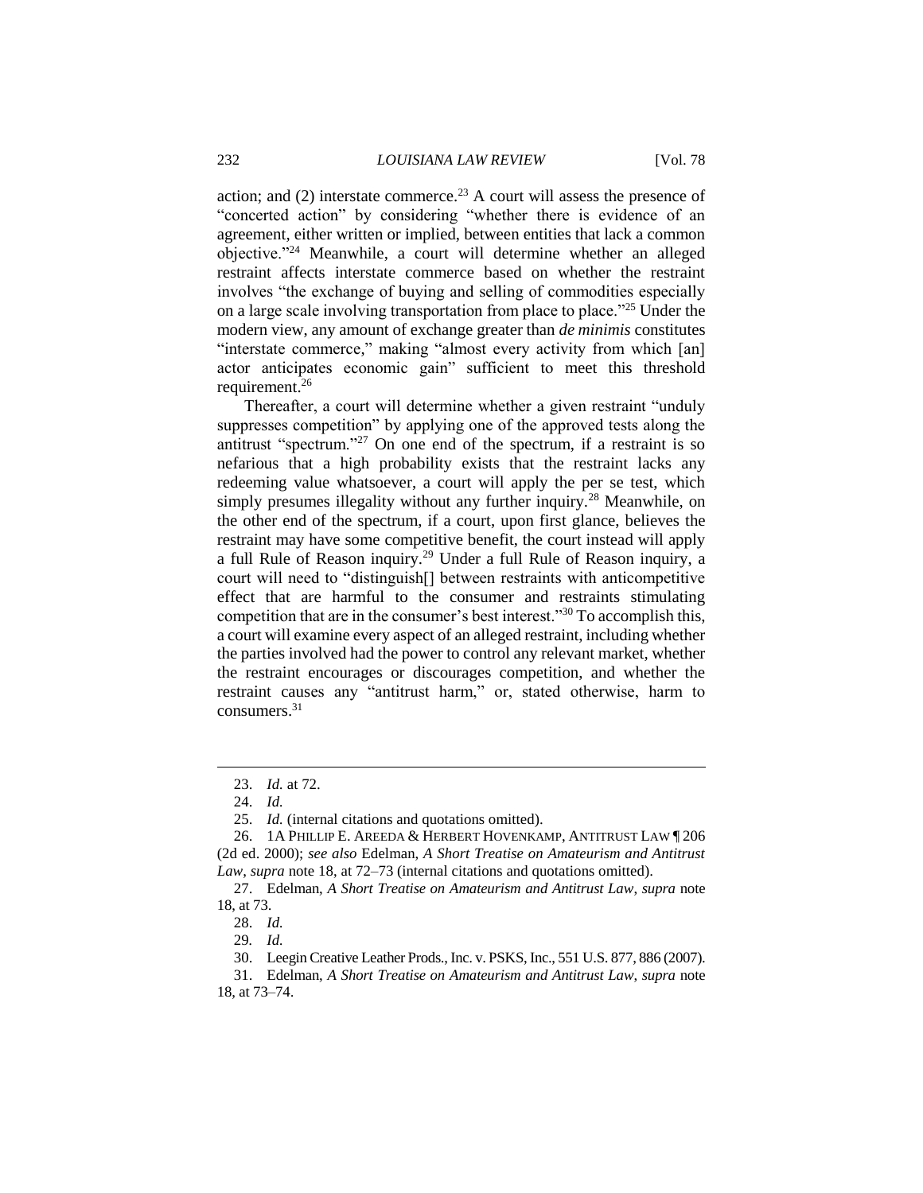action; and (2) interstate commerce.[23] A court will assess the presence of "concerted action" by considering "whether there is evidence of an agreement, either written or implied, between entities that lack a common objective."[24] Meanwhile, a court will determine whether an alleged restraint affects interstate commerce based on whether the restraint involves "the exchange of buying and selling of commodities especially on a large scale involving transportation from place to place."[25] Under the modern view, any amount of exchange greater than *de minimis* constitutes "interstate commerce," making "almost every activity from which [an] actor anticipates economic gain" sufficient to meet this threshold requirement.[26]

Thereafter, a court will determine whether a given restraint "unduly suppresses competition" by applying one of the approved tests along the antitrust "spectrum."[27] On one end of the spectrum, if a restraint is so nefarious that a high probability exists that the restraint lacks any redeeming value whatsoever, a court will apply the per se test, which simply presumes illegality without any further inquiry.[28] Meanwhile, on the other end of the spectrum, if a court, upon first glance, believes the restraint may have some competitive benefit, the court instead will apply a full Rule of Reason inquiry.[29] Under a full Rule of Reason inquiry, a court will need to "distinguish[] between restraints with anticompetitive effect that are harmful to the consumer and restraints stimulating competition that are in the consumer's best interest."[30] To accomplish this, a court will examine every aspect of an alleged restraint, including whether the parties involved had the power to control any relevant market, whether the restraint encourages or discourages competition, and whether the restraint causes any "antitrust harm," or, stated otherwise, harm to consumers.[31]

---

23. *Id.* at 72.

24. *Id.*

25. *Id.* (internal citations and quotations omitted).

26. 1A PHILLIP E. AREEDA & HERBERT HOVENKAMP, ANTITRUST LAW ¶ 206 (2d ed. 2000); *see also* Edelman, *A Short Treatise on Amateurism and Antitrust Law*, *supra* note 18, at 72–73 (internal citations and quotations omitted).

27. Edelman, *A Short Treatise on Amateurism and Antitrust Law*, *supra* note 18, at 73.

28. *Id.*

29. *Id.*

30. Leegin Creative Leather Prods., Inc. v. PSKS, Inc., 551 U.S. 877, 886 (2007).

31. Edelman, *A Short Treatise on Amateurism and Antitrust Law*, *supra* note 18, at 73–74.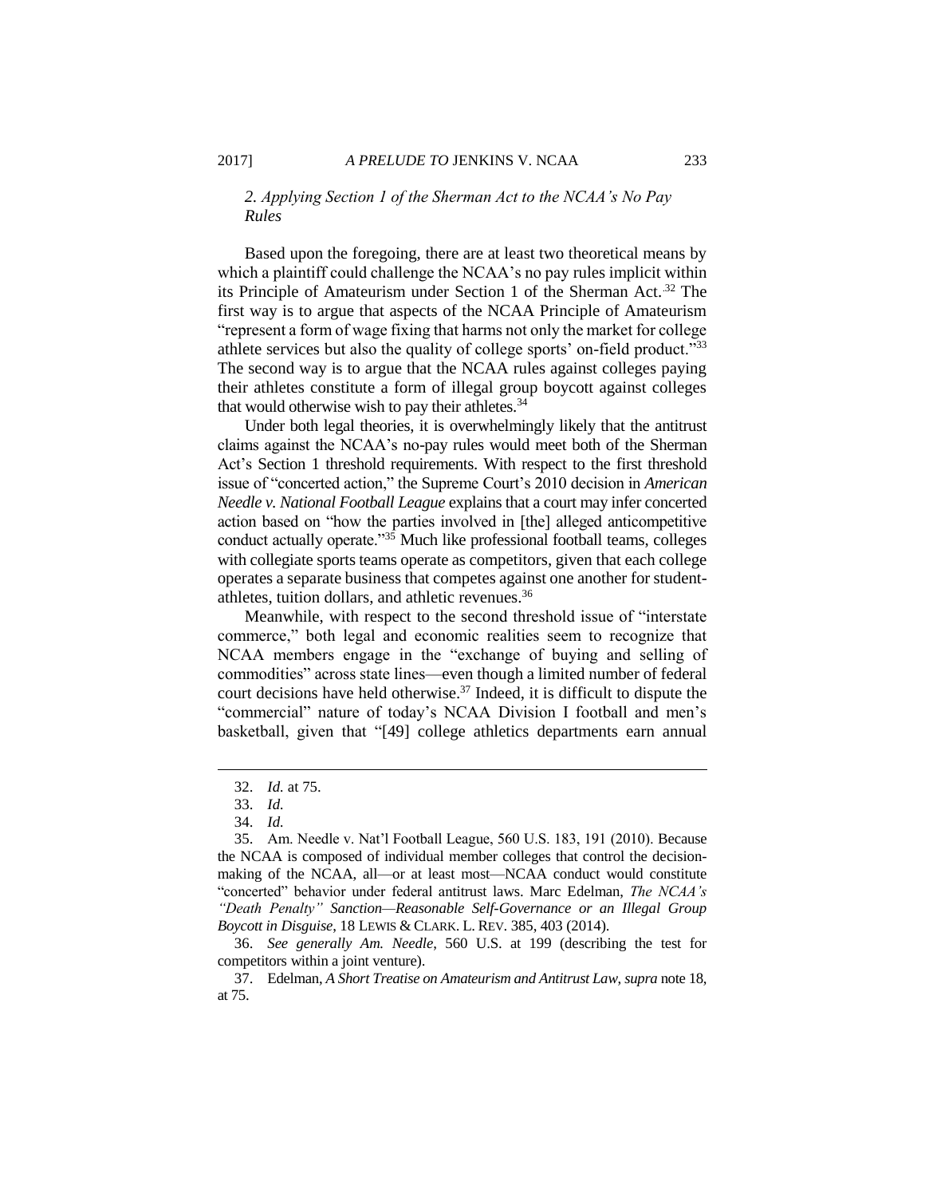### *2. Applying Section 1 of the Sherman Act to the NCAA's No Pay Rules*

Based upon the foregoing, there are at least two theoretical means by which a plaintiff could challenge the NCAA's no pay rules implicit within its Principle of Amateurism under Section 1 of the Sherman Act.[32] The first way is to argue that aspects of the NCAA Principle of Amateurism "represent a form of wage fixing that harms not only the market for college athlete services but also the quality of college sports' on-field product."[33] The second way is to argue that the NCAA rules against colleges paying their athletes constitute a form of illegal group boycott against colleges that would otherwise wish to pay their athletes.[34]

Under both legal theories, it is overwhelmingly likely that the antitrust claims against the NCAA's no-pay rules would meet both of the Sherman Act's Section 1 threshold requirements. With respect to the first threshold issue of "concerted action," the Supreme Court's 2010 decision in *American Needle v. National Football League* explains that a court may infer concerted action based on "how the parties involved in [the] alleged anticompetitive conduct actually operate."[35] Much like professional football teams, colleges with collegiate sports teams operate as competitors, given that each college operates a separate business that competes against one another for student-athletes, tuition dollars, and athletic revenues.[36]

Meanwhile, with respect to the second threshold issue of "interstate commerce," both legal and economic realities seem to recognize that NCAA members engage in the "exchange of buying and selling of commodities" across state lines—even though a limited number of federal court decisions have held otherwise.[37] Indeed, it is difficult to dispute the "commercial" nature of today's NCAA Division I football and men's basketball, given that "[49] college athletics departments earn annual

32. *Id.* at 75.

33. *Id.*

34. *Id.*

35. Am. Needle v. Nat'l Football League, 560 U.S. 183, 191 (2010). Because the NCAA is composed of individual member colleges that control the decision-making of the NCAA, all—or at least most—NCAA conduct would constitute "concerted" behavior under federal antitrust laws. Marc Edelman, *The NCAA's "Death Penalty" Sanction—Reasonable Self-Governance or an Illegal Group Boycott in Disguise*, 18 LEWIS & CLARK. L. REV. 385, 403 (2014).

36. *See generally Am. Needle*, 560 U.S. at 199 (describing the test for competitors within a joint venture).

37. Edelman, *A Short Treatise on Amateurism and Antitrust Law*, *supra* note 18, at 75.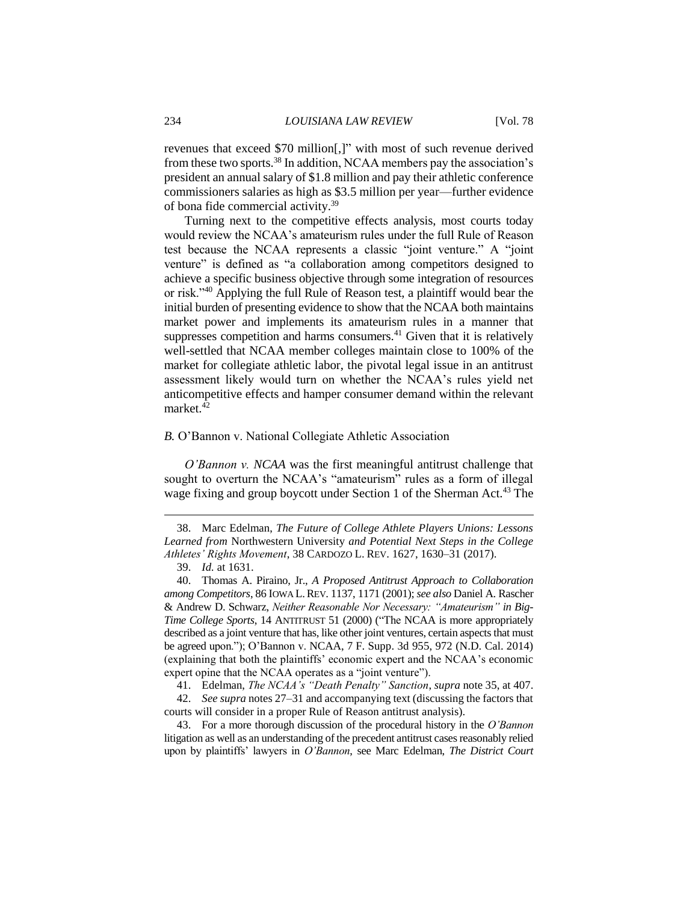revenues that exceed $70 million[,]" with most of such revenue derived from these two sports.[38] In addition, NCAA members pay the association's president an annual salary of $1.8 million and pay their athletic conference commissioners salaries as high as $3.5 million per year—further evidence of bona fide commercial activity.[39]

Turning next to the competitive effects analysis, most courts today would review the NCAA's amateurism rules under the full Rule of Reason test because the NCAA represents a classic "joint venture." A "joint venture" is defined as "a collaboration among competitors designed to achieve a specific business objective through some integration of resources or risk."[40] Applying the full Rule of Reason test, a plaintiff would bear the initial burden of presenting evidence to show that the NCAA both maintains market power and implements its amateurism rules in a manner that suppresses competition and harms consumers.[41] Given that it is relatively well-settled that NCAA member colleges maintain close to 100% of the market for collegiate athletic labor, the pivotal legal issue in an antitrust assessment likely would turn on whether the NCAA's rules yield net anticompetitive effects and hamper consumer demand within the relevant market.[42]

### *B.* O'Bannon v. National Collegiate Athletic Association

*O'Bannon v. NCAA* was the first meaningful antitrust challenge that sought to overturn the NCAA's "amateurism" rules as a form of illegal wage fixing and group boycott under Section 1 of the Sherman Act.[43] The

---

38. Marc Edelman, *The Future of College Athlete Players Unions: Lessons Learned from* Northwestern University *and Potential Next Steps in the College Athletes' Rights Movement*, 38 CARDOZO L. REV. 1627, 1630–31 (2017).

39. *Id.* at 1631.

40. Thomas A. Piraino, Jr., *A Proposed Antitrust Approach to Collaboration among Competitors*, 86 IOWA L. REV. 1137, 1171 (2001); *see also* Daniel A. Rascher & Andrew D. Schwarz, *Neither Reasonable Nor Necessary: "Amateurism" in Big-Time College Sports*, 14 ANTITRUST 51 (2000) ("The NCAA is more appropriately described as a joint venture that has, like other joint ventures, certain aspects that must be agreed upon."); O'Bannon v. NCAA, 7 F. Supp. 3d 955, 972 (N.D. Cal. 2014) (explaining that both the plaintiffs' economic expert and the NCAA's economic expert opine that the NCAA operates as a "joint venture").

41. Edelman, *The NCAA's "Death Penalty" Sanction*, *supra* note 35, at 407.

42. *See supra* notes 27–31 and accompanying text (discussing the factors that courts will consider in a proper Rule of Reason antitrust analysis).

43. For a more thorough discussion of the procedural history in the *O'Bannon* litigation as well as an understanding of the precedent antitrust cases reasonably relied upon by plaintiffs' lawyers in *O'Bannon*, see Marc Edelman, *The District Court*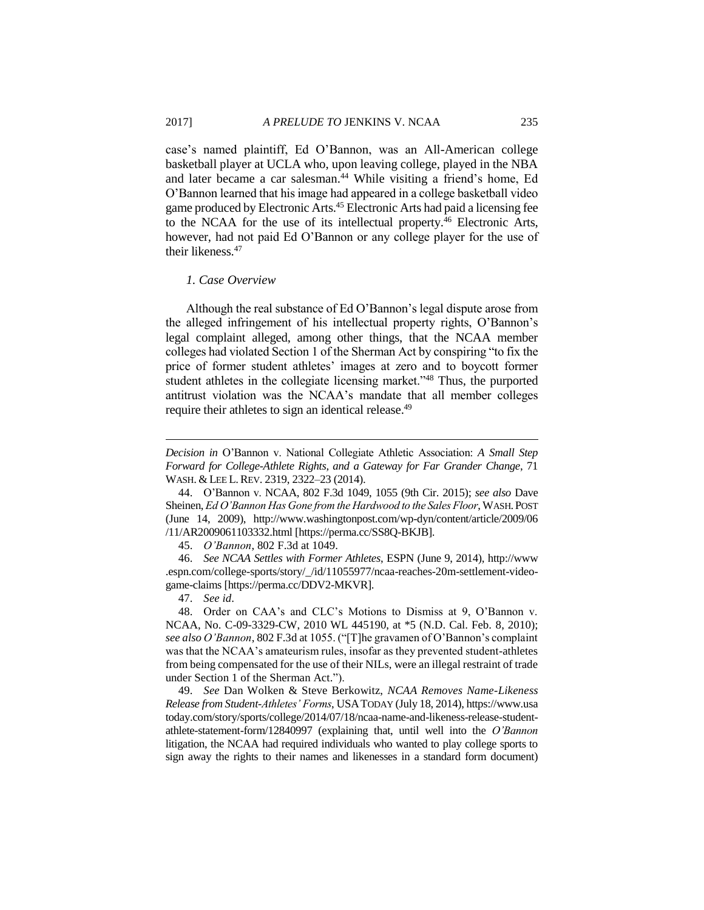case's named plaintiff, Ed O'Bannon, was an All-American college basketball player at UCLA who, upon leaving college, played in the NBA and later became a car salesman.[44] While visiting a friend's home, Ed O'Bannon learned that his image had appeared in a college basketball video game produced by Electronic Arts.[45] Electronic Arts had paid a licensing fee to the NCAA for the use of its intellectual property.[46] Electronic Arts, however, had not paid Ed O'Bannon or any college player for the use of their likeness.[47]

### *1. Case Overview*

Although the real substance of Ed O'Bannon's legal dispute arose from the alleged infringement of his intellectual property rights, O'Bannon's legal complaint alleged, among other things, that the NCAA member colleges had violated Section 1 of the Sherman Act by conspiring "to fix the price of former student athletes' images at zero and to boycott former student athletes in the collegiate licensing market."[48] Thus, the purported antitrust violation was the NCAA's mandate that all member colleges require their athletes to sign an identical release.[49]

---

*Decision in* O'Bannon v. National Collegiate Athletic Association: *A Small Step Forward for College-Athlete Rights, and a Gateway for Far Grander Change*, 71 WASH. & LEE L. REV. 2319, 2322–23 (2014).

44. O'Bannon v. NCAA, 802 F.3d 1049, 1055 (9th Cir. 2015); *see also* Dave Sheinen, *Ed O'Bannon Has Gone from the Hardwood to the Sales Floor*, WASH. POST (June 14, 2009), http://www.washingtonpost.com/wp-dyn/content/article/2009/06/11/AR2009061103332.html [https://perma.cc/SS8Q-BKJB].

45. *O'Bannon*, 802 F.3d at 1049.

46. *See NCAA Settles with Former Athletes*, ESPN (June 9, 2014), http://www.espn.com/college-sports/story/_/id/11055977/ncaa-reaches-20m-settlement-video-game-claims [https://perma.cc/DDV2-MKVR].

47. *See id*.

48. Order on CAA's and CLC's Motions to Dismiss at 9, O'Bannon v. NCAA, No. C-09-3329-CW, 2010 WL 445190, at *5 (N.D. Cal. Feb. 8, 2010); *see also O'Bannon*, 802 F.3d at 1055. ("[T]he gravamen of O'Bannon's complaint was that the NCAA's amateurism rules, insofar as they prevented student-athletes from being compensated for the use of their NILs, were an illegal restraint of trade under Section 1 of the Sherman Act.").

49. *See* Dan Wolken & Steve Berkowitz, *NCAA Removes Name-Likeness Release from Student-Athletes' Forms*, USA TODAY (July 18, 2014), https://www.usatoday.com/story/sports/college/2014/07/18/ncaa-name-and-likeness-release-student-athlete-statement-form/12840997 (explaining that, until well into the *O'Bannon* litigation, the NCAA had required individuals who wanted to play college sports to sign away the rights to their names and likenesses in a standard form document)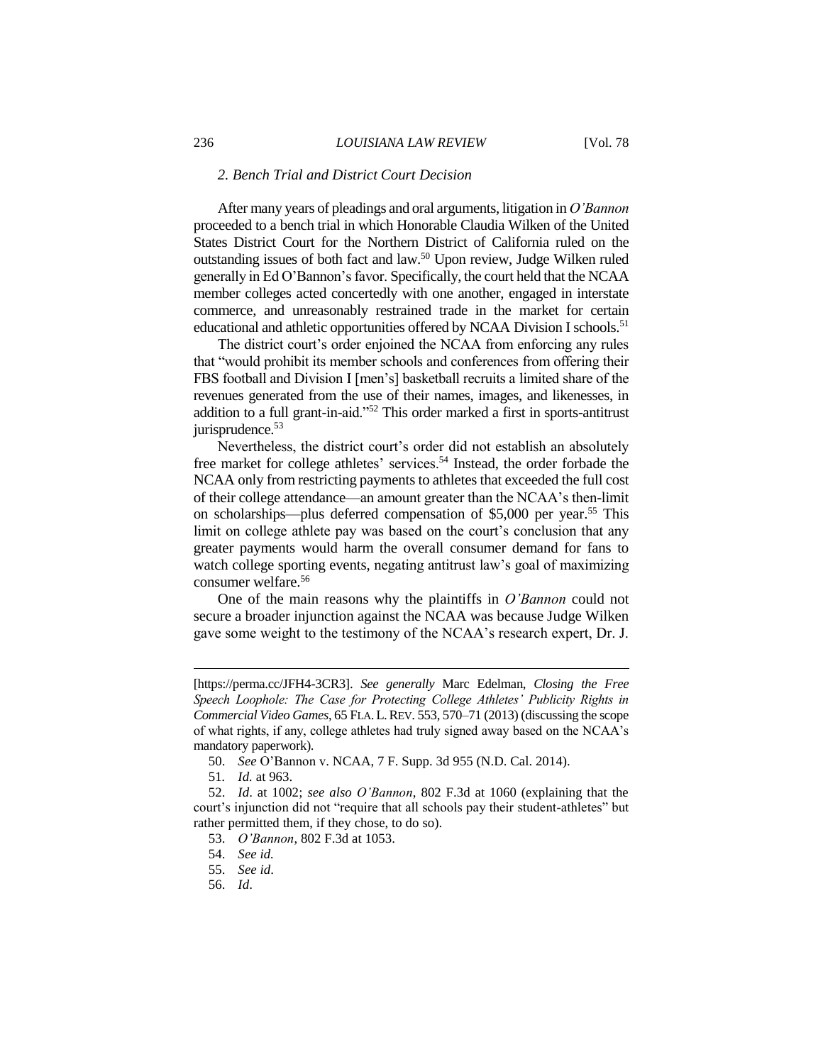### *2. Bench Trial and District Court Decision*

After many years of pleadings and oral arguments, litigation in *O'Bannon* proceeded to a bench trial in which Honorable Claudia Wilken of the United States District Court for the Northern District of California ruled on the outstanding issues of both fact and law.[50] Upon review, Judge Wilken ruled generally in Ed O'Bannon's favor. Specifically, the court held that the NCAA member colleges acted concertedly with one another, engaged in interstate commerce, and unreasonably restrained trade in the market for certain educational and athletic opportunities offered by NCAA Division I schools.[51]

The district court's order enjoined the NCAA from enforcing any rules that "would prohibit its member schools and conferences from offering their FBS football and Division I [men's] basketball recruits a limited share of the revenues generated from the use of their names, images, and likenesses, in addition to a full grant-in-aid."[52] This order marked a first in sports-antitrust jurisprudence.[53]

Nevertheless, the district court's order did not establish an absolutely free market for college athletes' services.[54] Instead, the order forbade the NCAA only from restricting payments to athletes that exceeded the full cost of their college attendance—an amount greater than the NCAA's then-limit on scholarships—plus deferred compensation of $5,000 per year.[55] This limit on college athlete pay was based on the court's conclusion that any greater payments would harm the overall consumer demand for fans to watch college sporting events, negating antitrust law's goal of maximizing consumer welfare.[56]

One of the main reasons why the plaintiffs in *O'Bannon* could not secure a broader injunction against the NCAA was because Judge Wilken gave some weight to the testimony of the NCAA's research expert, Dr. J.

---

[https://perma.cc/JFH4-3CR3]. *See generally* Marc Edelman, *Closing the Free Speech Loophole: The Case for Protecting College Athletes' Publicity Rights in Commercial Video Games*, 65 FLA. L. REV. 553, 570–71 (2013) (discussing the scope of what rights, if any, college athletes had truly signed away based on the NCAA's mandatory paperwork).

50. *See* O'Bannon v. NCAA, 7 F. Supp. 3d 955 (N.D. Cal. 2014).

51. *Id.* at 963.

52. *Id*. at 1002; *see also O'Bannon*, 802 F.3d at 1060 (explaining that the court's injunction did not "require that all schools pay their student-athletes" but rather permitted them, if they chose, to do so).

53. *O'Bannon*, 802 F.3d at 1053.

54. *See id.*

55. *See id*.

56. *Id*.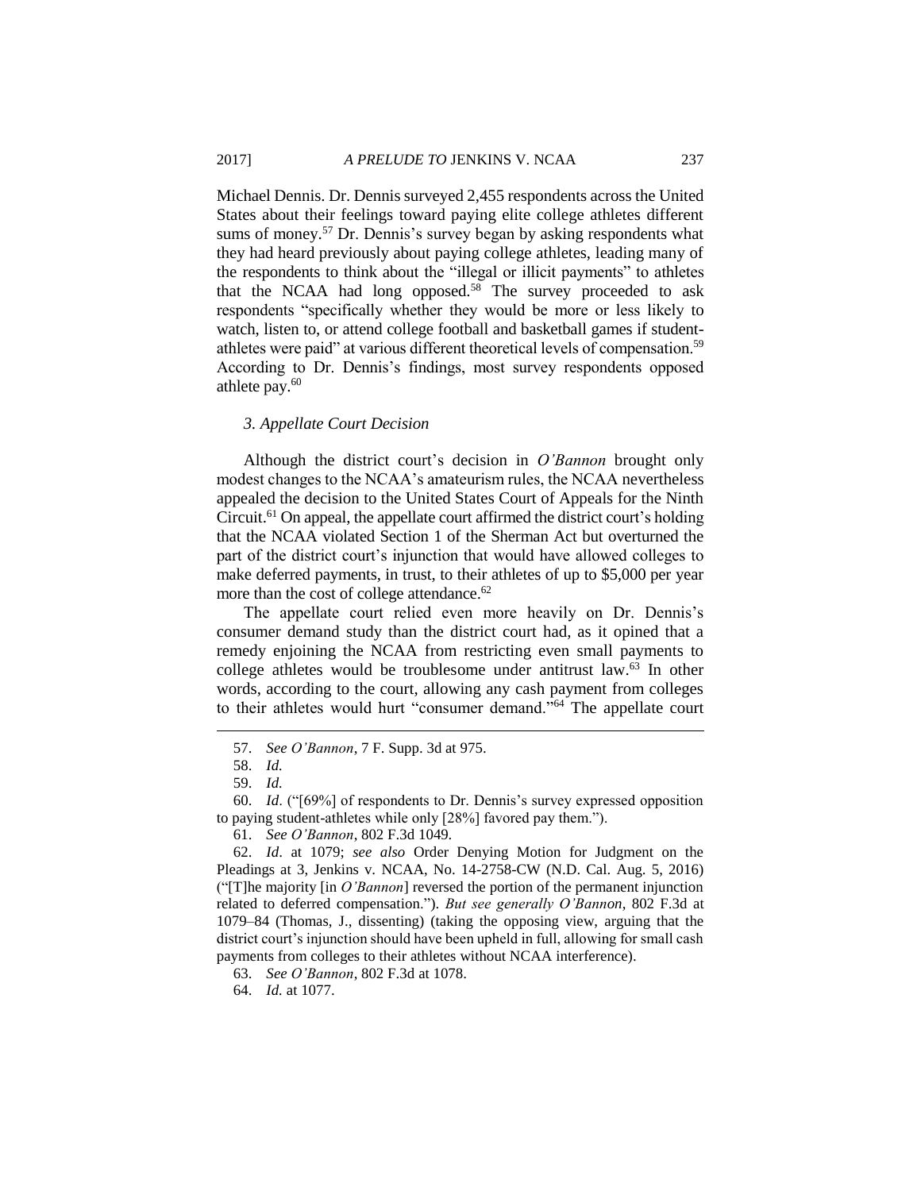Michael Dennis. Dr. Dennis surveyed 2,455 respondents across the United States about their feelings toward paying elite college athletes different sums of money.[57] Dr. Dennis's survey began by asking respondents what they had heard previously about paying college athletes, leading many of the respondents to think about the "illegal or illicit payments" to athletes that the NCAA had long opposed.[58] The survey proceeded to ask respondents "specifically whether they would be more or less likely to watch, listen to, or attend college football and basketball games if student-athletes were paid" at various different theoretical levels of compensation.[59] According to Dr. Dennis's findings, most survey respondents opposed athlete pay.[60]

### *3. Appellate Court Decision*

Although the district court's decision in *O'Bannon* brought only modest changes to the NCAA's amateurism rules, the NCAA nevertheless appealed the decision to the United States Court of Appeals for the Ninth Circuit.[61] On appeal, the appellate court affirmed the district court's holding that the NCAA violated Section 1 of the Sherman Act but overturned the part of the district court's injunction that would have allowed colleges to make deferred payments, in trust, to their athletes of up to $5,000 per year more than the cost of college attendance.[62]

The appellate court relied even more heavily on Dr. Dennis's consumer demand study than the district court had, as it opined that a remedy enjoining the NCAA from restricting even small payments to college athletes would be troublesome under antitrust law.[63] In other words, according to the court, allowing any cash payment from colleges to their athletes would hurt "consumer demand."[64] The appellate court

---

57. *See O'Bannon*, 7 F. Supp. 3d at 975.

58. *Id.*

59. *Id.*

60. *Id*. ("[69%] of respondents to Dr. Dennis's survey expressed opposition to paying student-athletes while only [28%] favored pay them.").

61. *See O'Bannon*, 802 F.3d 1049.

62. *Id*. at 1079; *see also* Order Denying Motion for Judgment on the Pleadings at 3, Jenkins v. NCAA, No. 14-2758-CW (N.D. Cal. Aug. 5, 2016) ("[T]he majority [in *O'Bannon*] reversed the portion of the permanent injunction related to deferred compensation."). *But see generally O'Bannon*, 802 F.3d at 1079–84 (Thomas, J., dissenting) (taking the opposing view, arguing that the district court's injunction should have been upheld in full, allowing for small cash payments from colleges to their athletes without NCAA interference).

63. *See O'Bannon*, 802 F.3d at 1078.

64. *Id.* at 1077.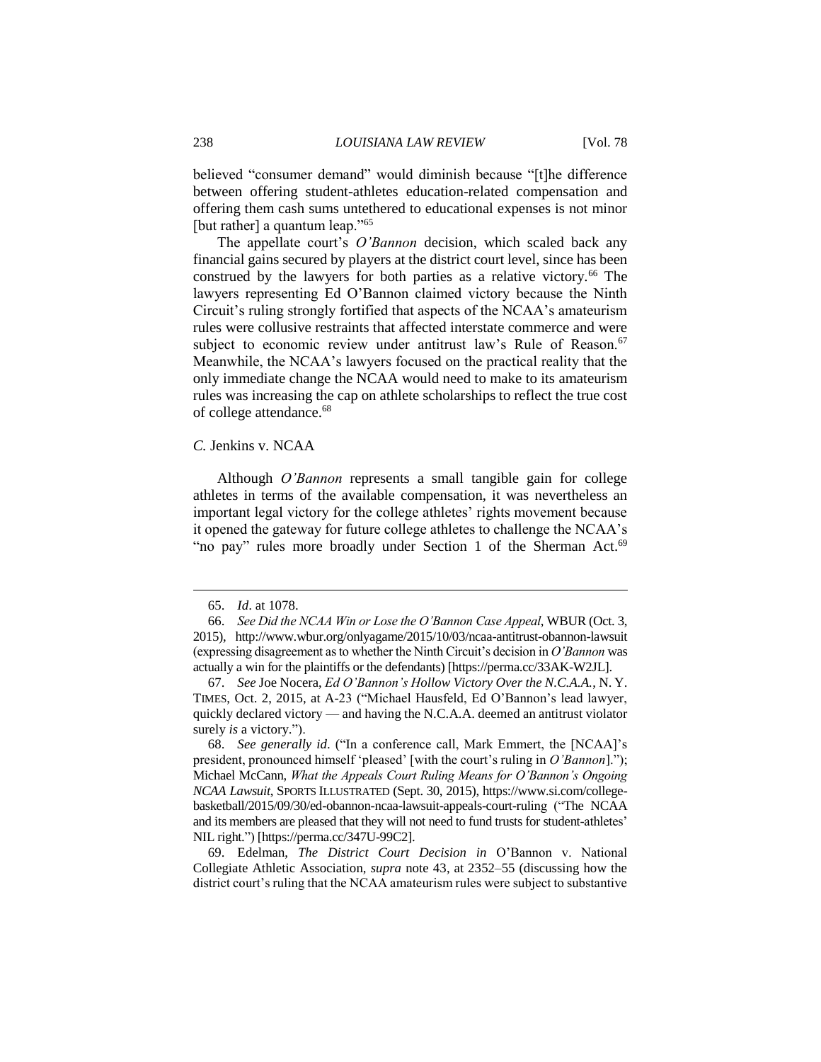believed "consumer demand" would diminish because "[t]he difference between offering student-athletes education-related compensation and offering them cash sums untethered to educational expenses is not minor [but rather] a quantum leap."[65]

The appellate court's *O'Bannon* decision, which scaled back any financial gains secured by players at the district court level, since has been construed by the lawyers for both parties as a relative victory.[66] The lawyers representing Ed O'Bannon claimed victory because the Ninth Circuit's ruling strongly fortified that aspects of the NCAA's amateurism rules were collusive restraints that affected interstate commerce and were subject to economic review under antitrust law's Rule of Reason.[67] Meanwhile, the NCAA's lawyers focused on the practical reality that the only immediate change the NCAA would need to make to its amateurism rules was increasing the cap on athlete scholarships to reflect the true cost of college attendance.[68]

### *C.* Jenkins v. NCAA

Although *O'Bannon* represents a small tangible gain for college athletes in terms of the available compensation, it was nevertheless an important legal victory for the college athletes' rights movement because it opened the gateway for future college athletes to challenge the NCAA's "no pay" rules more broadly under Section 1 of the Sherman Act.[69]

---

65. *Id*. at 1078.

66. *See Did the NCAA Win or Lose the O'Bannon Case Appeal*, WBUR (Oct. 3, 2015), http://www.wbur.org/onlyagame/2015/10/03/ncaa-antitrust-obannon-lawsuit (expressing disagreement as to whether the Ninth Circuit's decision in *O'Bannon* was actually a win for the plaintiffs or the defendants) [https://perma.cc/33AK-W2JL].

67. *See* Joe Nocera, *Ed O'Bannon's Hollow Victory Over the N.C.A.A.*, N. Y. TIMES, Oct. 2, 2015, at A-23 ("Michael Hausfeld, Ed O'Bannon's lead lawyer, quickly declared victory — and having the N.C.A.A. deemed an antitrust violator surely *is* a victory.").

68. *See generally id*. ("In a conference call, Mark Emmert, the [NCAA]'s president, pronounced himself 'pleased' [with the court's ruling in *O'Bannon*]."); Michael McCann, *What the Appeals Court Ruling Means for O'Bannon's Ongoing NCAA Lawsuit*, SPORTS ILLUSTRATED (Sept. 30, 2015), https://www.si.com/college-basketball/2015/09/30/ed-obannon-ncaa-lawsuit-appeals-court-ruling ("The NCAA and its members are pleased that they will not need to fund trusts for student-athletes' NIL right.") [https://perma.cc/347U-99C2].

69. Edelman, *The District Court Decision in* O'Bannon v. National Collegiate Athletic Association, *supra* note 43, at 2352–55 (discussing how the district court's ruling that the NCAA amateurism rules were subject to substantive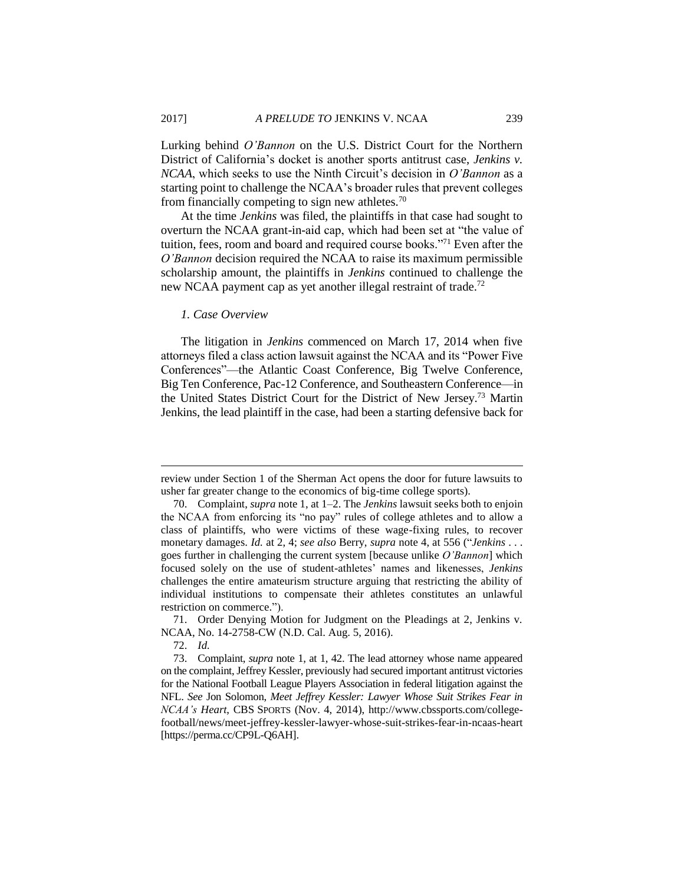Lurking behind *O'Bannon* on the U.S. District Court for the Northern District of California's docket is another sports antitrust case, *Jenkins v. NCAA*, which seeks to use the Ninth Circuit's decision in *O'Bannon* as a starting point to challenge the NCAA's broader rules that prevent colleges from financially competing to sign new athletes.[70]

At the time *Jenkins* was filed, the plaintiffs in that case had sought to overturn the NCAA grant-in-aid cap, which had been set at "the value of tuition, fees, room and board and required course books."[71] Even after the *O'Bannon* decision required the NCAA to raise its maximum permissible scholarship amount, the plaintiffs in *Jenkins* continued to challenge the new NCAA payment cap as yet another illegal restraint of trade.[72]

### *1. Case Overview*

The litigation in *Jenkins* commenced on March 17, 2014 when five attorneys filed a class action lawsuit against the NCAA and its "Power Five Conferences"—the Atlantic Coast Conference, Big Twelve Conference, Big Ten Conference, Pac-12 Conference, and Southeastern Conference—in the United States District Court for the District of New Jersey.[73] Martin Jenkins, the lead plaintiff in the case, had been a starting defensive back for

---

review under Section 1 of the Sherman Act opens the door for future lawsuits to usher far greater change to the economics of big-time college sports).

70. Complaint, *supra* note 1, at 1–2. The *Jenkins* lawsuit seeks both to enjoin the NCAA from enforcing its "no pay" rules of college athletes and to allow a class of plaintiffs, who were victims of these wage-fixing rules, to recover monetary damages. *Id.* at 2, 4; *see also* Berry, *supra* note 4, at 556 ("*Jenkins* . . . goes further in challenging the current system [because unlike *O'Bannon*] which focused solely on the use of student-athletes' names and likenesses, *Jenkins* challenges the entire amateurism structure arguing that restricting the ability of individual institutions to compensate their athletes constitutes an unlawful restriction on commerce.").

71. Order Denying Motion for Judgment on the Pleadings at 2, Jenkins v. NCAA, No. 14-2758-CW (N.D. Cal. Aug. 5, 2016).

72. *Id.*

73. Complaint, *supra* note 1, at 1, 42. The lead attorney whose name appeared on the complaint, Jeffrey Kessler, previously had secured important antitrust victories for the National Football League Players Association in federal litigation against the NFL. *See* Jon Solomon, *Meet Jeffrey Kessler: Lawyer Whose Suit Strikes Fear in NCAA's Heart*, CBS SPORTS (Nov. 4, 2014), http://www.cbssports.com/college-football/news/meet-jeffrey-kessler-lawyer-whose-suit-strikes-fear-in-ncaas-heart [https://perma.cc/CP9L-Q6AH].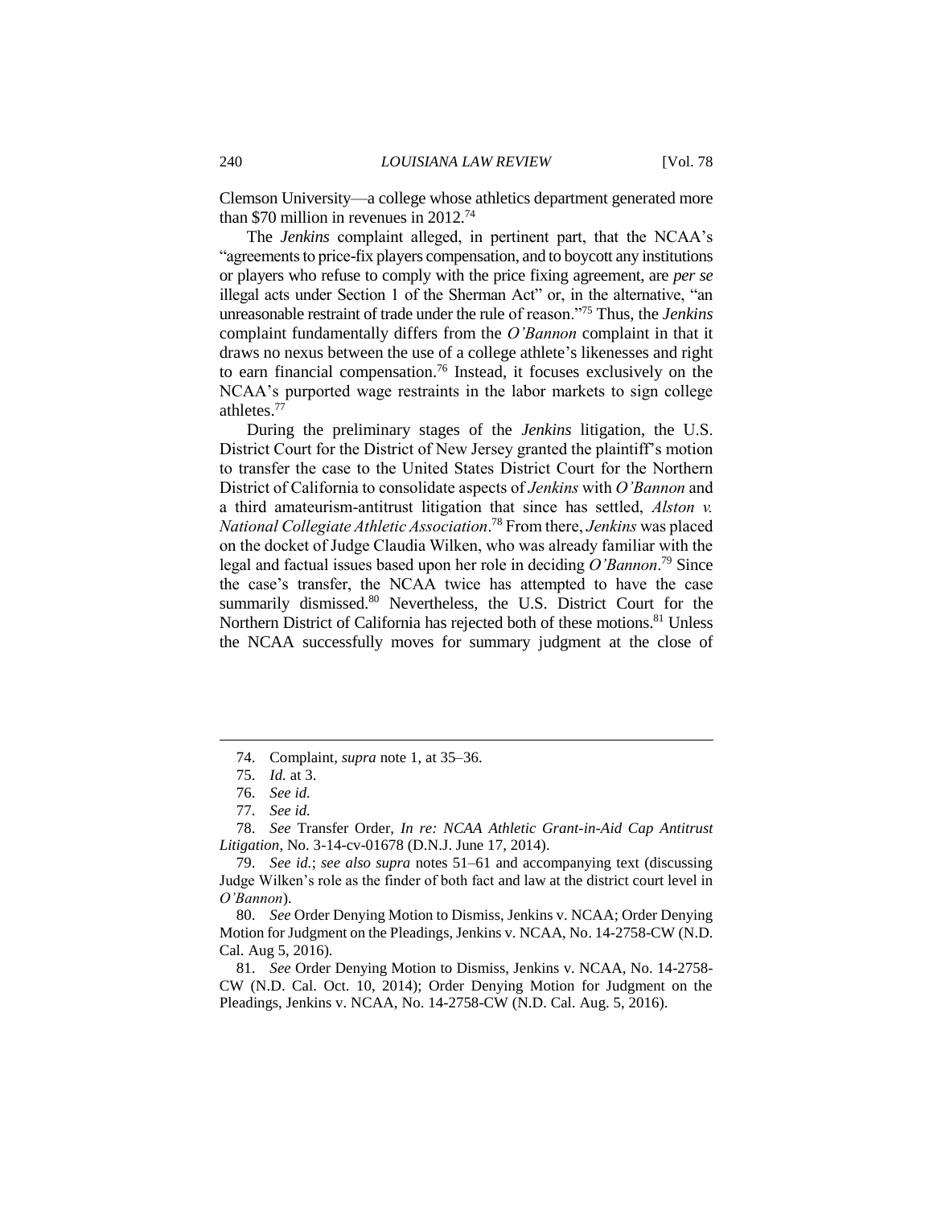Clemson University—a college whose athletics department generated more than $70 million in revenues in 2012.[74]

The *Jenkins* complaint alleged, in pertinent part, that the NCAA's "agreements to price-fix players compensation, and to boycott any institutions or players who refuse to comply with the price fixing agreement, are *per se* illegal acts under Section 1 of the Sherman Act" or, in the alternative, "an unreasonable restraint of trade under the rule of reason."[75] Thus, the *Jenkins* complaint fundamentally differs from the *O'Bannon* complaint in that it draws no nexus between the use of a college athlete's likenesses and right to earn financial compensation.[76] Instead, it focuses exclusively on the NCAA's purported wage restraints in the labor markets to sign college athletes.[77]

During the preliminary stages of the *Jenkins* litigation, the U.S. District Court for the District of New Jersey granted the plaintiff's motion to transfer the case to the United States District Court for the Northern District of California to consolidate aspects of *Jenkins* with *O'Bannon* and a third amateurism-antitrust litigation that since has settled, *Alston v. National Collegiate Athletic Association*.[78] From there, *Jenkins* was placed on the docket of Judge Claudia Wilken, who was already familiar with the legal and factual issues based upon her role in deciding *O'Bannon*.[79] Since the case's transfer, the NCAA twice has attempted to have the case summarily dismissed.[80] Nevertheless, the U.S. District Court for the Northern District of California has rejected both of these motions.[81] Unless the NCAA successfully moves for summary judgment at the close of

---

74. Complaint, *supra* note 1, at 35–36.

75. *Id.* at 3.

76. *See id.*

77. *See id.*

78. *See* Transfer Order, *In re: NCAA Athletic Grant-in-Aid Cap Antitrust Litigation*, No. 3-14-cv-01678 (D.N.J. June 17, 2014).

79. *See id.*; *see also supra* notes 51–61 and accompanying text (discussing Judge Wilken's role as the finder of both fact and law at the district court level in *O'Bannon*).

80. *See* Order Denying Motion to Dismiss, Jenkins v. NCAA; Order Denying Motion for Judgment on the Pleadings, Jenkins v. NCAA, No. 14-2758-CW (N.D. Cal. Aug 5, 2016).

81. *See* Order Denying Motion to Dismiss, Jenkins v. NCAA, No. 14-2758-CW (N.D. Cal. Oct. 10, 2014); Order Denying Motion for Judgment on the Pleadings, Jenkins v. NCAA, No. 14-2758-CW (N.D. Cal. Aug. 5, 2016).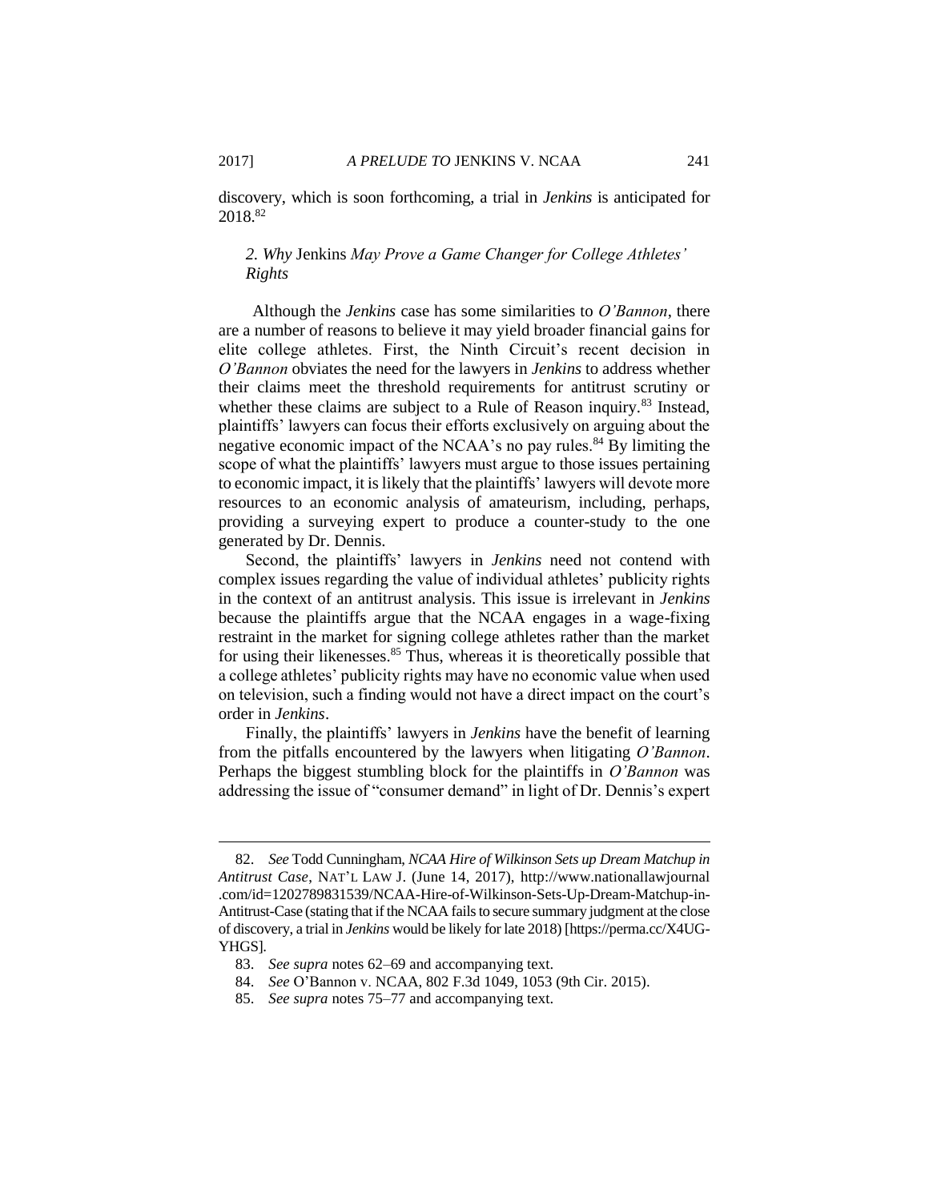discovery, which is soon forthcoming, a trial in *Jenkins* is anticipated for 2018.[82]

### *2. Why* Jenkins *May Prove a Game Changer for College Athletes' Rights*

Although the *Jenkins* case has some similarities to *O'Bannon*, there are a number of reasons to believe it may yield broader financial gains for elite college athletes. First, the Ninth Circuit's recent decision in *O'Bannon* obviates the need for the lawyers in *Jenkins* to address whether their claims meet the threshold requirements for antitrust scrutiny or whether these claims are subject to a Rule of Reason inquiry.[83] Instead, plaintiffs' lawyers can focus their efforts exclusively on arguing about the negative economic impact of the NCAA's no pay rules.[84] By limiting the scope of what the plaintiffs' lawyers must argue to those issues pertaining to economic impact, it is likely that the plaintiffs' lawyers will devote more resources to an economic analysis of amateurism, including, perhaps, providing a surveying expert to produce a counter-study to the one generated by Dr. Dennis.

Second, the plaintiffs' lawyers in *Jenkins* need not contend with complex issues regarding the value of individual athletes' publicity rights in the context of an antitrust analysis. This issue is irrelevant in *Jenkins* because the plaintiffs argue that the NCAA engages in a wage-fixing restraint in the market for signing college athletes rather than the market for using their likenesses.[85] Thus, whereas it is theoretically possible that a college athletes' publicity rights may have no economic value when used on television, such a finding would not have a direct impact on the court's order in *Jenkins*.

Finally, the plaintiffs' lawyers in *Jenkins* have the benefit of learning from the pitfalls encountered by the lawyers when litigating *O'Bannon*. Perhaps the biggest stumbling block for the plaintiffs in *O'Bannon* was addressing the issue of "consumer demand" in light of Dr. Dennis's expert

---

82. *See* Todd Cunningham, *NCAA Hire of Wilkinson Sets up Dream Matchup in Antitrust Case*, NAT'L LAW J. (June 14, 2017), http://www.nationallawjournal.com/id=1202789831539/NCAA-Hire-of-Wilkinson-Sets-Up-Dream-Matchup-in-Antitrust-Case (stating that if the NCAA fails to secure summary judgment at the close of discovery, a trial in *Jenkins* would be likely for late 2018) [https://perma.cc/X4UG-YHGS].

83. *See supra* notes 62–69 and accompanying text.

84. *See* O'Bannon v. NCAA, 802 F.3d 1049, 1053 (9th Cir. 2015).

85. *See supra* notes 75–77 and accompanying text.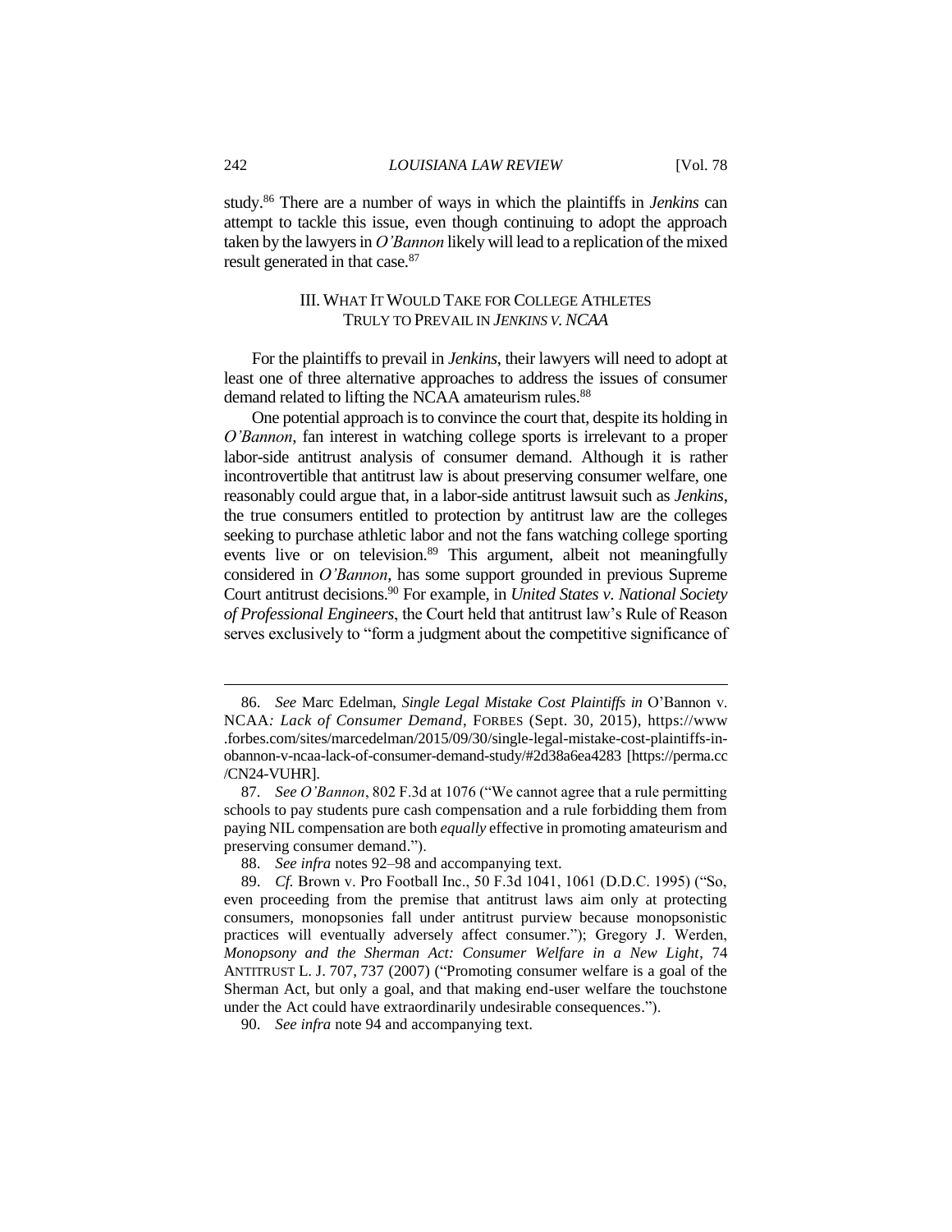study.[86] There are a number of ways in which the plaintiffs in *Jenkins* can attempt to tackle this issue, even though continuing to adopt the approach taken by the lawyers in *O'Bannon* likely will lead to a replication of the mixed result generated in that case.[87]

## III. What It Would Take for College Athletes Truly to Prevail in *Jenkins v. NCAA*

For the plaintiffs to prevail in *Jenkins*, their lawyers will need to adopt at least one of three alternative approaches to address the issues of consumer demand related to lifting the NCAA amateurism rules.[88]

One potential approach is to convince the court that, despite its holding in *O'Bannon*, fan interest in watching college sports is irrelevant to a proper labor-side antitrust analysis of consumer demand. Although it is rather incontrovertible that antitrust law is about preserving consumer welfare, one reasonably could argue that, in a labor-side antitrust lawsuit such as *Jenkins*, the true consumers entitled to protection by antitrust law are the colleges seeking to purchase athletic labor and not the fans watching college sporting events live or on television.[89] This argument, albeit not meaningfully considered in *O'Bannon*, has some support grounded in previous Supreme Court antitrust decisions.[90] For example, in *United States v. National Society of Professional Engineers*, the Court held that antitrust law's Rule of Reason serves exclusively to "form a judgment about the competitive significance of

---

86. *See* Marc Edelman, *Single Legal Mistake Cost Plaintiffs in* O'Bannon v. NCAA*: Lack of Consumer Demand*, FORBES (Sept. 30, 2015), https://www.forbes.com/sites/marcedelman/2015/09/30/single-legal-mistake-cost-plaintiffs-in-obannon-v-ncaa-lack-of-consumer-demand-study/#2d38a6ea4283 [https://perma.cc/CN24-VUHR].

87. *See O'Bannon*, 802 F.3d at 1076 ("We cannot agree that a rule permitting schools to pay students pure cash compensation and a rule forbidding them from paying NIL compensation are both *equally* effective in promoting amateurism and preserving consumer demand.").

88. *See infra* notes 92–98 and accompanying text.

89. *Cf.* Brown v. Pro Football Inc., 50 F.3d 1041, 1061 (D.D.C. 1995) ("So, even proceeding from the premise that antitrust laws aim only at protecting consumers, monopsonies fall under antitrust purview because monopsonistic practices will eventually adversely affect consumer."); Gregory J. Werden, *Monopsony and the Sherman Act: Consumer Welfare in a New Light*, 74 ANTITRUST L. J. 707, 737 (2007) ("Promoting consumer welfare is a goal of the Sherman Act, but only a goal, and that making end-user welfare the touchstone under the Act could have extraordinarily undesirable consequences.").

90. *See infra* note 94 and accompanying text.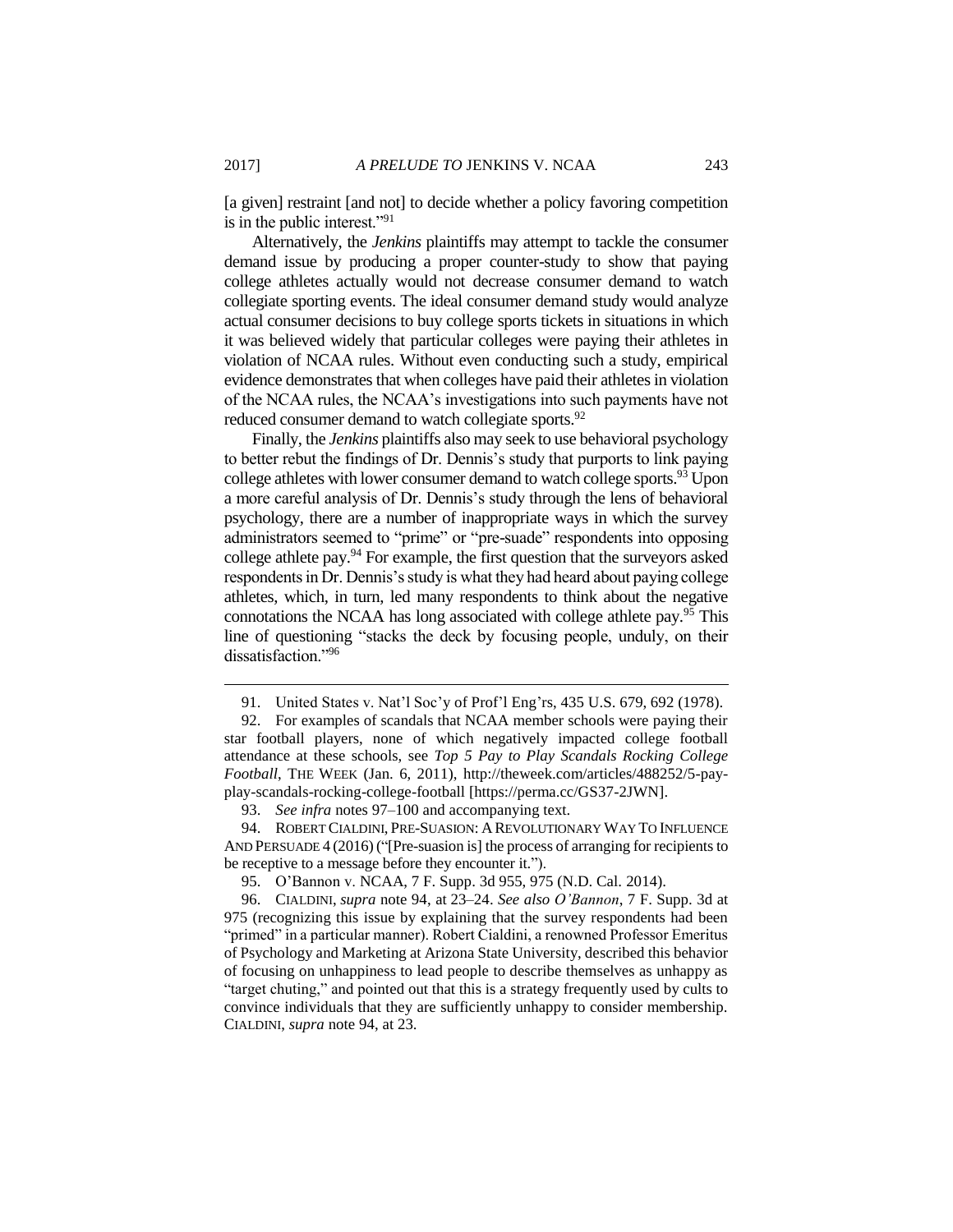[a given] restraint [and not] to decide whether a policy favoring competition is in the public interest."[91]

Alternatively, the *Jenkins* plaintiffs may attempt to tackle the consumer demand issue by producing a proper counter-study to show that paying college athletes actually would not decrease consumer demand to watch collegiate sporting events. The ideal consumer demand study would analyze actual consumer decisions to buy college sports tickets in situations in which it was believed widely that particular colleges were paying their athletes in violation of NCAA rules. Without even conducting such a study, empirical evidence demonstrates that when colleges have paid their athletes in violation of the NCAA rules, the NCAA's investigations into such payments have not reduced consumer demand to watch collegiate sports.[92]

Finally, the *Jenkins* plaintiffs also may seek to use behavioral psychology to better rebut the findings of Dr. Dennis's study that purports to link paying college athletes with lower consumer demand to watch college sports.[93] Upon a more careful analysis of Dr. Dennis's study through the lens of behavioral psychology, there are a number of inappropriate ways in which the survey administrators seemed to "prime" or "pre-suade" respondents into opposing college athlete pay.[94] For example, the first question that the surveyors asked respondents in Dr. Dennis's study is what they had heard about paying college athletes, which, in turn, led many respondents to think about the negative connotations the NCAA has long associated with college athlete pay.[95] This line of questioning "stacks the deck by focusing people, unduly, on their dissatisfaction."[96]

---

91. United States v. Nat'l Soc'y of Prof'l Eng'rs, 435 U.S. 679, 692 (1978).

92. For examples of scandals that NCAA member schools were paying their star football players, none of which negatively impacted college football attendance at these schools, see *Top 5 Pay to Play Scandals Rocking College Football*, THE WEEK (Jan. 6, 2011), http://theweek.com/articles/488252/5-pay-play-scandals-rocking-college-football [https://perma.cc/GS37-2JWN].

93. *See infra* notes 97–100 and accompanying text.

94. ROBERT CIALDINI, PRE-SUASION: A REVOLUTIONARY WAY TO INFLUENCE AND PERSUADE 4 (2016) ("[Pre-suasion is] the process of arranging for recipients to be receptive to a message before they encounter it.").

95. O'Bannon v. NCAA, 7 F. Supp. 3d 955, 975 (N.D. Cal. 2014).

96. CIALDINI, *supra* note 94, at 23–24. *See also O'Bannon*, 7 F. Supp. 3d at 975 (recognizing this issue by explaining that the survey respondents had been "primed" in a particular manner). Robert Cialdini, a renowned Professor Emeritus of Psychology and Marketing at Arizona State University, described this behavior of focusing on unhappiness to lead people to describe themselves as unhappy as "target chuting," and pointed out that this is a strategy frequently used by cults to convince individuals that they are sufficiently unhappy to consider membership. CIALDINI, *supra* note 94, at 23.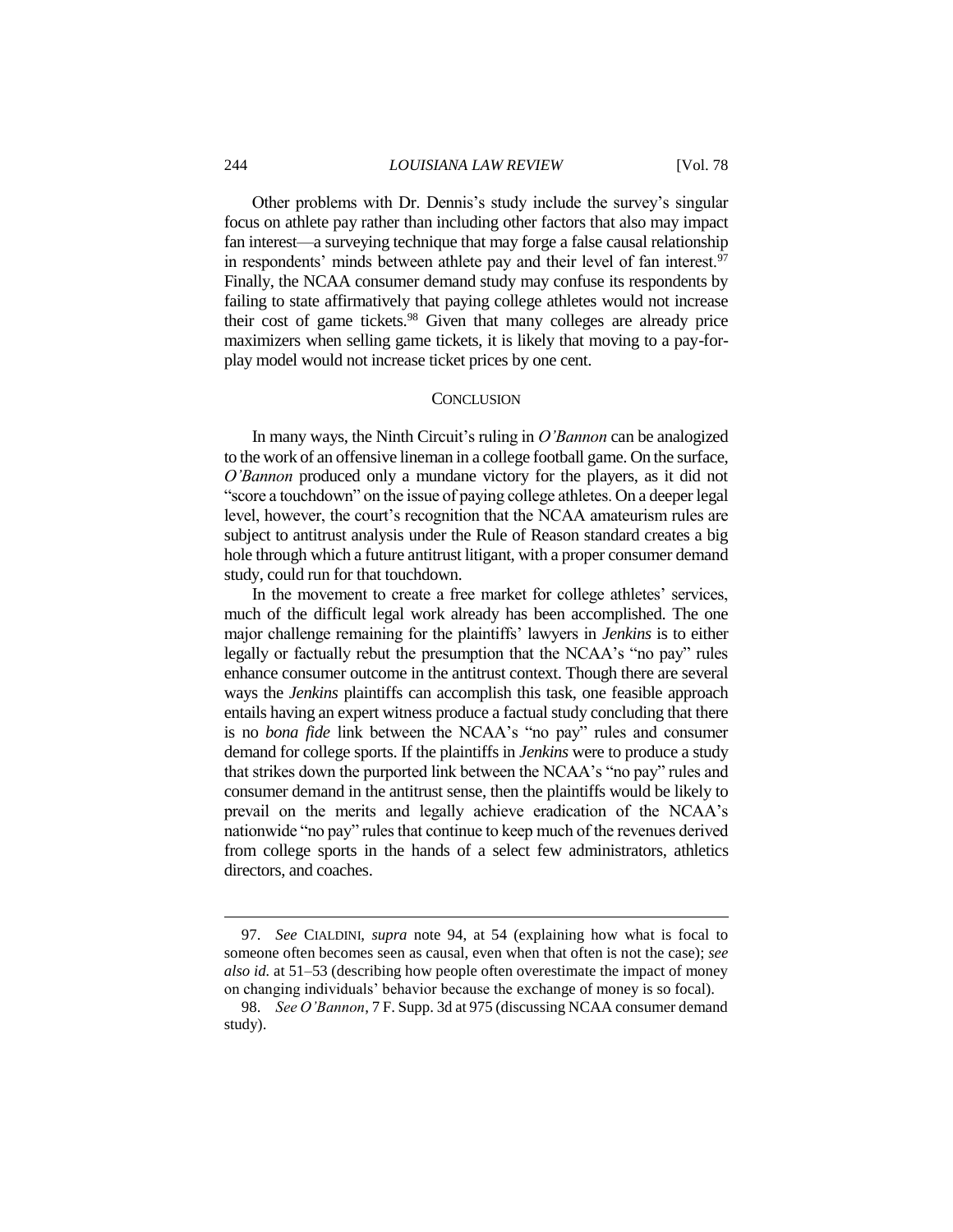Other problems with Dr. Dennis's study include the survey's singular focus on athlete pay rather than including other factors that also may impact fan interest—a surveying technique that may forge a false causal relationship in respondents' minds between athlete pay and their level of fan interest.[97] Finally, the NCAA consumer demand study may confuse its respondents by failing to state affirmatively that paying college athletes would not increase their cost of game tickets.[98] Given that many colleges are already price maximizers when selling game tickets, it is likely that moving to a pay-for-play model would not increase ticket prices by one cent.

## CONCLUSION

In many ways, the Ninth Circuit's ruling in *O'Bannon* can be analogized to the work of an offensive lineman in a college football game. On the surface, *O'Bannon* produced only a mundane victory for the players, as it did not "score a touchdown" on the issue of paying college athletes. On a deeper legal level, however, the court's recognition that the NCAA amateurism rules are subject to antitrust analysis under the Rule of Reason standard creates a big hole through which a future antitrust litigant, with a proper consumer demand study, could run for that touchdown.

In the movement to create a free market for college athletes' services, much of the difficult legal work already has been accomplished. The one major challenge remaining for the plaintiffs' lawyers in *Jenkins* is to either legally or factually rebut the presumption that the NCAA's "no pay" rules enhance consumer outcome in the antitrust context. Though there are several ways the *Jenkins* plaintiffs can accomplish this task, one feasible approach entails having an expert witness produce a factual study concluding that there is no *bona fide* link between the NCAA's "no pay" rules and consumer demand for college sports. If the plaintiffs in *Jenkins* were to produce a study that strikes down the purported link between the NCAA's "no pay" rules and consumer demand in the antitrust sense, then the plaintiffs would be likely to prevail on the merits and legally achieve eradication of the NCAA's nationwide "no pay" rules that continue to keep much of the revenues derived from college sports in the hands of a select few administrators, athletics directors, and coaches.

---

97. *See* CIALDINI, *supra* note 94, at 54 (explaining how what is focal to someone often becomes seen as causal, even when that often is not the case); *see also id.* at 51–53 (describing how people often overestimate the impact of money on changing individuals' behavior because the exchange of money is so focal).

98. *See O'Bannon*, 7 F. Supp. 3d at 975 (discussing NCAA consumer demand study).